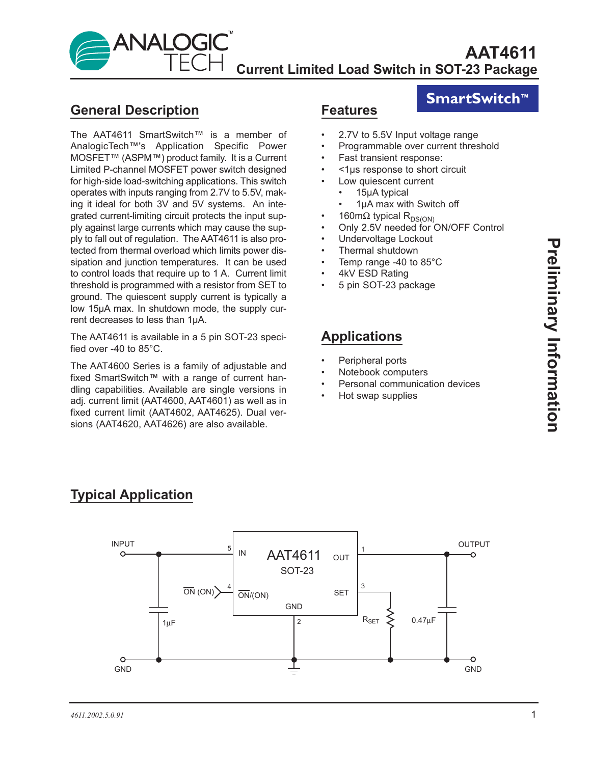# AAT4611

## Current Limited Load Switch in SOT-23 Package

**SmartSwitch™**

## General Description

The AAT4611 SmartSwitch™ is a member of AnalogicTech™'s Application Specific Power MOSFET™ (ASPM™) product family. It is a Current Limited P-channel MOSFET power switch designed for high-side load-switching applications. This switch operates with inputs ranging from 2.7V to 5.5V, making it ideal for both 3V and 5V systems. An integrated current-limiting circuit protects the input supply against large currents which may cause the supply to fall out of regulation. The AAT4611 is also protected from thermal overload which limits power dissipation and junction temperatures. It can be used to control loads that require up to 1 A. Current limit threshold is programmed with a resistor from SET to ground. The quiescent supply current is typically a low 15µA max. In shutdown mode, the supply current decreases to less than 1µA.

The AAT4611 is available in a 5 pin SOT-23 specified over -40 to 85°C.

The AAT4600 Series is a family of adjustable and fixed SmartSwitch™ with a range of current handling capabilities. Available are single versions in adj. current limit (AAT4600, AAT4601) as well as in fixed current limit (AAT4602, AAT4625). Dual versions (AAT4620, AAT4626) are also available.

## Features

- 2.7V to 5.5V Input voltage range
- Programmable over current threshold
- Fast transient response:
- <1µs response to short circuit
- Low quiescent current
  - 15µA typical
  - 1µA max with Switch off
- 160mΩ typical $R_{DS(ON)}$
- Only 2.5V needed for ON/OFF Control
- Undervoltage Lockout
- Thermal shutdown
- Temp range -40 to 85°C
- 4kV ESD Rating
- 5 pin SOT-23 package

## Applications

- Peripheral ports
- Notebook computers
- Personal communication devices
- Hot swap supplies

## Typical Application

INPUT — 5 IN — AAT4611 SOT-23 — OUT 1 — OUTPUT

$\overline{\text{ON}}$ (ON) — 4 $\overline{\text{ON}}$/(ON); SET 3 — $R_{SET}$; GND 2

1µF; 0.47µF; GND; GND

*Preliminary Information*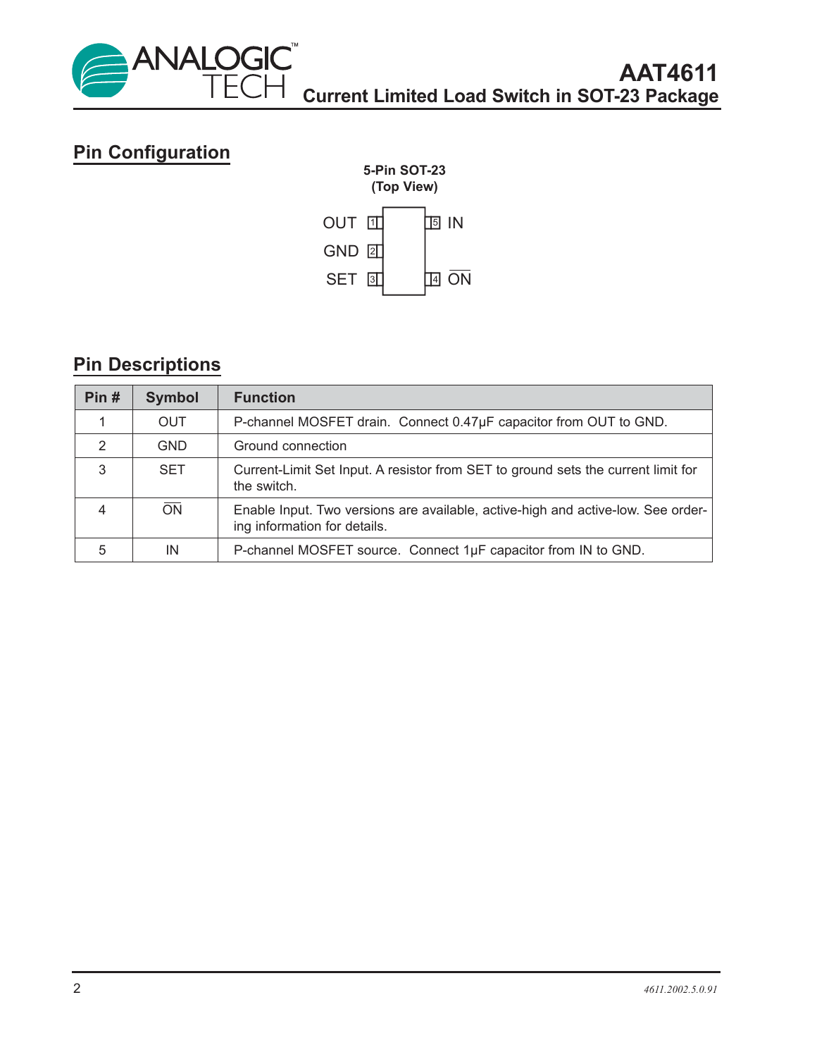## Pin Configuration

**5-Pin SOT-23**
**(Top View)**

| Pin | Symbol | | Pin | Symbol |
|---|---|---|---|---|
| 1 | OUT | | 5 | IN |
| 2 | GND | | | |
| 3 | SET | | 4 | $\overline{ON}$ |

## Pin Descriptions

| Pin # | Symbol | Function |
|---|---|---|
| 1 | OUT | P-channel MOSFET drain. Connect 0.47μF capacitor from OUT to GND. |
| 2 | GND | Ground connection |
| 3 | SET | Current-Limit Set Input. A resistor from SET to ground sets the current limit for the switch. |
| 4 | $\overline{ON}$ | Enable Input. Two versions are available, active-high and active-low. See ordering information for details. |
| 5 | IN | P-channel MOSFET source. Connect 1μF capacitor from IN to GND. |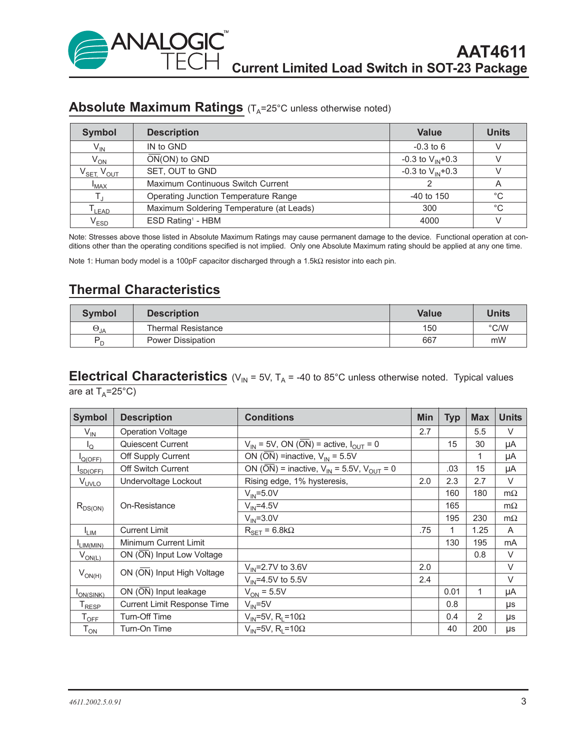## Absolute Maximum Ratings ($T_A$=25°C unless otherwise noted)

| Symbol | Description | Value | Units |
|---|---|---|---|
| $V_{IN}$ | IN to GND | -0.3 to 6 | V |
| $V_{ON}$ | $\overline{ON}$(ON) to GND | -0.3 to $V_{IN}$+0.3 | V |
| $V_{SET}$, $V_{OUT}$ | SET, OUT to GND | -0.3 to $V_{IN}$+0.3 | V |
| $I_{MAX}$ | Maximum Continuous Switch Current | 2 | A |
| $T_J$ | Operating Junction Temperature Range | -40 to 150 | °C |
| $T_{LEAD}$ | Maximum Soldering Temperature (at Leads) | 300 | °C |
| $V_{ESD}$ | ESD Rating[1] - HBM | 4000 | V |

Note: Stresses above those listed in Absolute Maximum Ratings may cause permanent damage to the device. Functional operation at conditions other than the operating conditions specified is not implied. Only one Absolute Maximum rating should be applied at any one time.

Note 1: Human body model is a 100pF capacitor discharged through a 1.5kΩ resistor into each pin.

## Thermal Characteristics

| Symbol | Description | Value | Units |
|---|---|---|---|
| $\Theta_{JA}$ | Thermal Resistance | 150 | °C/W |
| $P_D$ | Power Dissipation | 667 | mW |

## Electrical Characteristics ($V_{IN}$ = 5V, $T_A$ = -40 to 85°C unless otherwise noted. Typical values are at $T_A$=25°C)

| Symbol | Description | Conditions | Min | Typ | Max | Units |
|---|---|---|---|---|---|---|
| $V_{IN}$ | Operation Voltage | | 2.7 | | 5.5 | V |
| $I_Q$ | Quiescent Current | $V_{IN}$ = 5V, ON ($\overline{ON}$) = active, $I_{OUT}$ = 0 | | 15 | 30 | µA |
| $I_{Q(OFF)}$ | Off Supply Current | ON ($\overline{ON}$) =inactive, $V_{IN}$ = 5.5V | | | 1 | µA |
| $I_{SD(OFF)}$ | Off Switch Current | ON ($\overline{ON}$) = inactive, $V_{IN}$ = 5.5V, $V_{OUT}$ = 0 | | .03 | 15 | µA |
| $V_{UVLO}$ | Undervoltage Lockout | Rising edge, 1% hysteresis, | 2.0 | 2.3 | 2.7 | V |
| $R_{DS(ON)}$ | On-Resistance | $V_{IN}$=5.0V | | 160 | 180 | mΩ |
| | | $V_{IN}$=4.5V | | 165 | | mΩ |
| | | $V_{IN}$=3.0V | | 195 | 230 | mΩ |
| $I_{LIM}$ | Current Limit | $R_{SET}$ = 6.8kΩ | .75 | 1 | 1.25 | A |
| $I_{LIM(MIN)}$ | Minimum Current Limit | | | 130 | 195 | mA |
| $V_{ON(L)}$ | ON ($\overline{ON}$) Input Low Voltage | | | | 0.8 | V |
| $V_{ON(H)}$ | ON ($\overline{ON}$) Input High Voltage | $V_{IN}$=2.7V to 3.6V | 2.0 | | | V |
| | | $V_{IN}$=4.5V to 5.5V | 2.4 | | | V |
| $I_{ON(SINK)}$ | ON ($\overline{ON}$) Input leakage | $V_{ON}$ = 5.5V | | 0.01 | 1 | µA |
| $T_{RESP}$ | Current Limit Response Time | $V_{IN}$=5V | | 0.8 | | µs |
| $T_{OFF}$ | Turn-Off Time | $V_{IN}$=5V, $R_L$=10Ω | | 0.4 | 2 | µs |
| $T_{ON}$ | Turn-On Time | $V_{IN}$=5V, $R_L$=10Ω | | 40 | 200 | µs |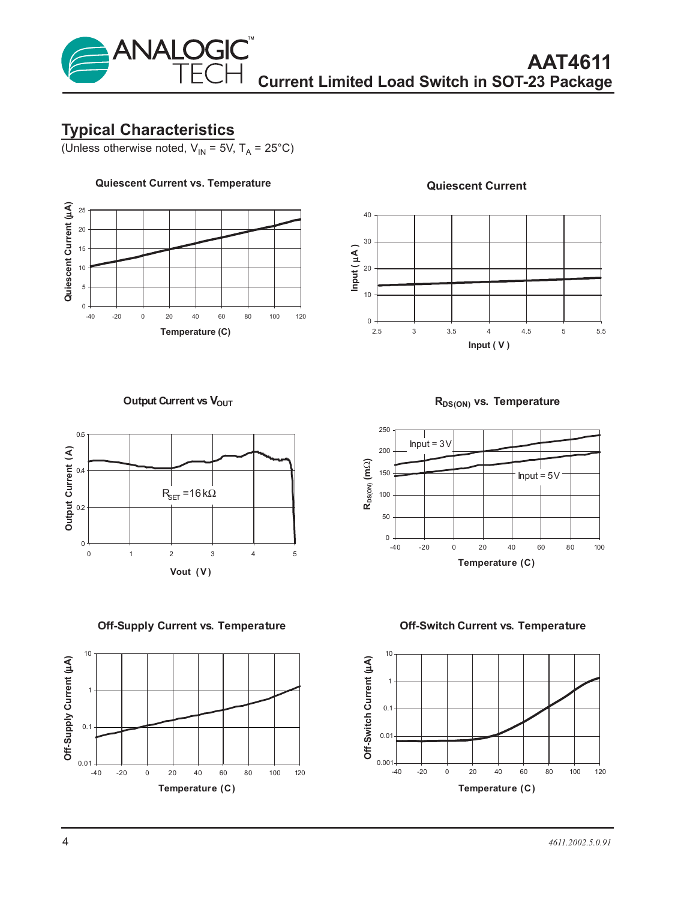## Typical Characteristics

(Unless otherwise noted, $V_{IN}$ = 5V, $T_A$ = 25°C)

**Quiescent Current vs. Temperature**

**Quiescent Current**

**Output Current vs $V_{OUT}$**

**$R_{DS(ON)}$ vs. Temperature**

**Off-Supply Current vs. Temperature**

**Off-Switch Current vs. Temperature**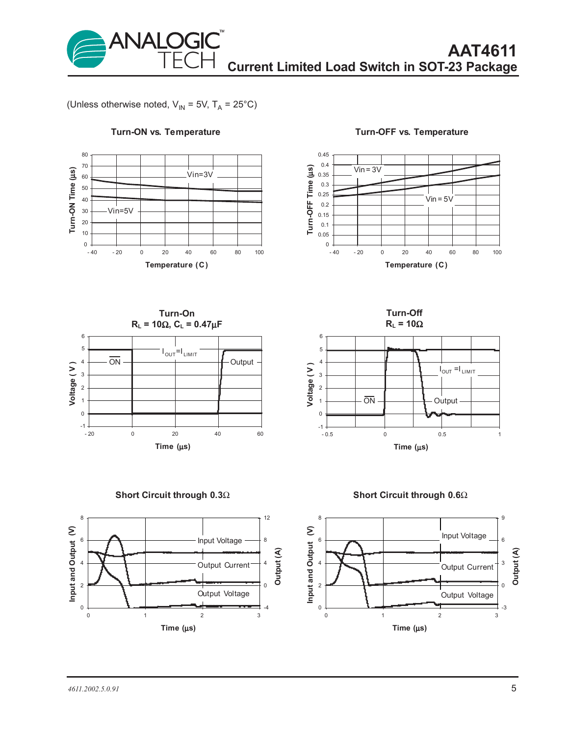(Unless otherwise noted, $V_{IN}$ = 5V, $T_A$ = 25°C)

**Turn-ON vs. Temperature**

**Turn-OFF vs. Temperature**

**Turn-On**
**$R_L$ = 10Ω, $C_L$ = 0.47µF**

**Turn-Off**
**$R_L$ = 10Ω**

**Short Circuit through 0.3Ω**

**Short Circuit through 0.6Ω**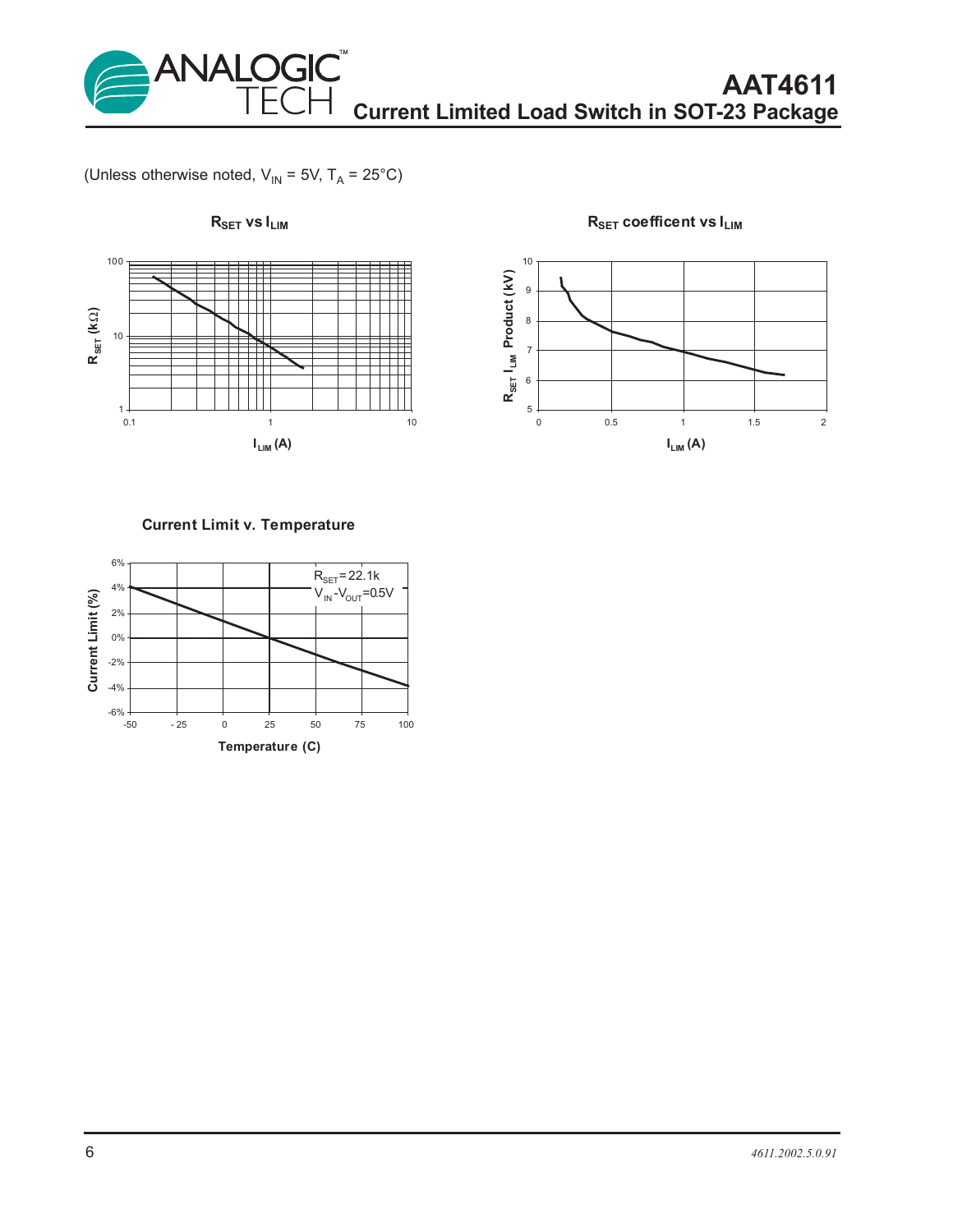(Unless otherwise noted, $V_{IN}$ = 5V, $T_A$ = 25°C)

**$R_{SET}$ vs $I_{LIM}$**

100

10

1

$R_{SET}$ (kΩ)

0.1 1 10

$I_{LIM}$ (A)

**$R_{SET}$ coefficent vs $I_{LIM}$**

10
9
8
7
6
5

$R_{SET}$ $I_{LIM}$ Product (kV)

0 0.5 1 1.5 2

$I_{LIM}$ (A)

**Current Limit v. Temperature**

$R_{SET}$=22.1k
$V_{IN}$-$V_{OUT}$=0.5V

6%
4%
2%
0%
-2%
-4%
-6%

Current Limit (%)

-50 - 25 0 25 50 75 100

Temperature (C)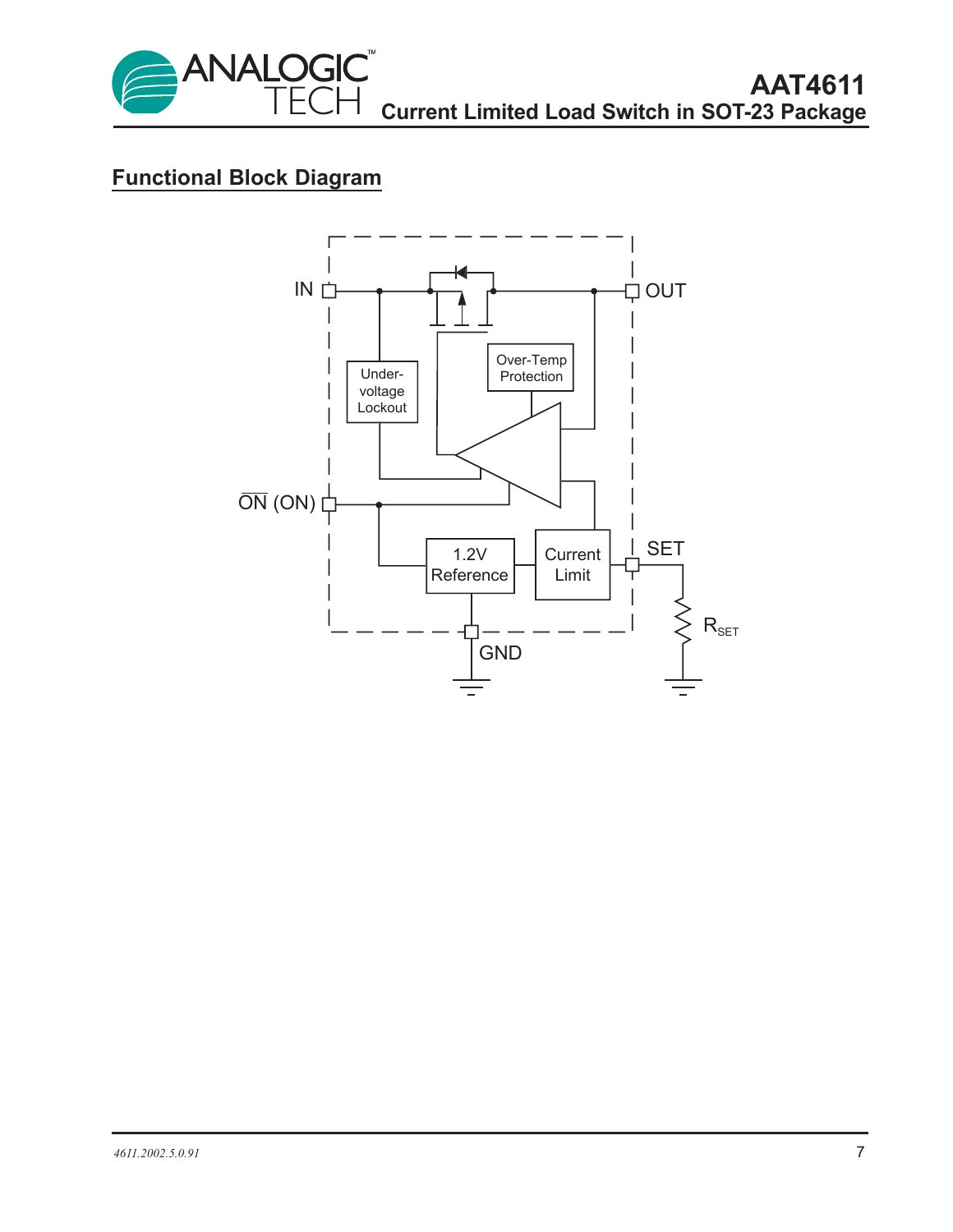## Functional Block Diagram

IN

OUT

Under-voltage Lockout

Over-Temp Protection

$\overline{ON}$ (ON)

1.2V Reference

Current Limit

SET

$R_{SET}$

GND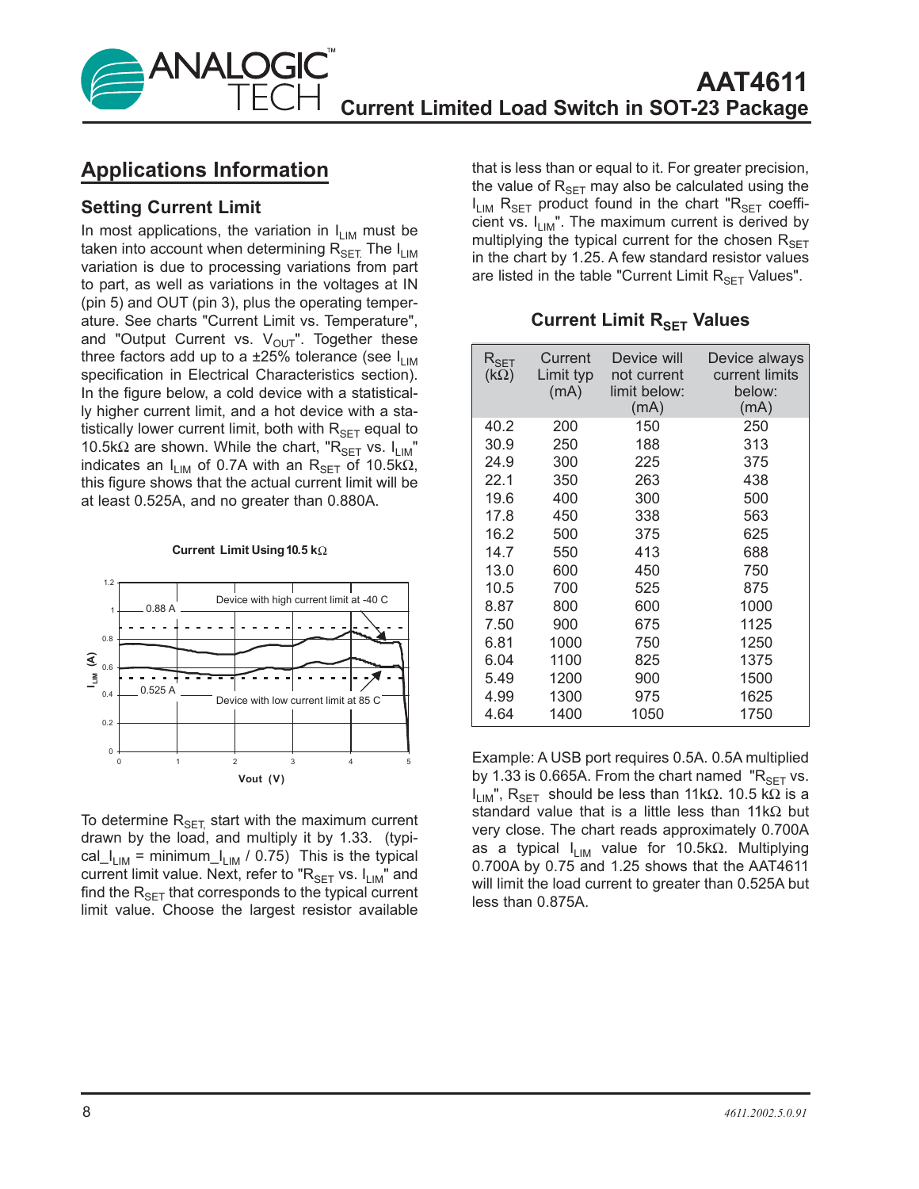## Applications Information

### Setting Current Limit

In most applications, the variation in $I_{LIM}$ must be taken into account when determining $R_{SET}$. The $I_{LIM}$ variation is due to processing variations from part to part, as well as variations in the voltages at IN (pin 5) and OUT (pin 3), plus the operating temperature. See charts "Current Limit vs. Temperature", and "Output Current vs. $V_{OUT}$". Together these three factors add up to a ±25% tolerance (see $I_{LIM}$ specification in Electrical Characteristics section). In the figure below, a cold device with a statistically higher current limit, and a hot device with a statistically lower current limit, both with $R_{SET}$ equal to 10.5kΩ are shown. While the chart, "$R_{SET}$ vs. $I_{LIM}$" indicates an $I_{LIM}$ of 0.7A with an $R_{SET}$ of 10.5kΩ, this figure shows that the actual current limit will be at least 0.525A, and no greater than 0.880A.

**Current Limit Using 10.5 kΩ**

To determine $R_{SET}$, start with the maximum current drawn by the load, and multiply it by 1.33. (typical_$I_{LIM}$ = minimum_$I_{LIM}$ / 0.75) This is the typical current limit value. Next, refer to "$R_{SET}$ vs. $I_{LIM}$" and find the $R_{SET}$ that corresponds to the typical current limit value. Choose the largest resistor available that is less than or equal to it. For greater precision, the value of $R_{SET}$ may also be calculated using the $I_{LIM}$ $R_{SET}$ product found in the chart "$R_{SET}$ coefficient vs. $I_{LIM}$". The maximum current is derived by multiplying the typical current for the chosen $R_{SET}$ in the chart by 1.25. A few standard resistor values are listed in the table "Current Limit $R_{SET}$ Values".

**Current Limit $R_{SET}$ Values**

| $R_{SET}$ (kΩ) | Current Limit typ (mA) | Device will not current limit below: (mA) | Device always current limits below: (mA) |
|---|---|---|---|
| 40.2 | 200 | 150 | 250 |
| 30.9 | 250 | 188 | 313 |
| 24.9 | 300 | 225 | 375 |
| 22.1 | 350 | 263 | 438 |
| 19.6 | 400 | 300 | 500 |
| 17.8 | 450 | 338 | 563 |
| 16.2 | 500 | 375 | 625 |
| 14.7 | 550 | 413 | 688 |
| 13.0 | 600 | 450 | 750 |
| 10.5 | 700 | 525 | 875 |
| 8.87 | 800 | 600 | 1000 |
| 7.50 | 900 | 675 | 1125 |
| 6.81 | 1000 | 750 | 1250 |
| 6.04 | 1100 | 825 | 1375 |
| 5.49 | 1200 | 900 | 1500 |
| 4.99 | 1300 | 975 | 1625 |
| 4.64 | 1400 | 1050 | 1750 |

Example: A USB port requires 0.5A. 0.5A multiplied by 1.33 is 0.665A. From the chart named "$R_{SET}$ vs. $I_{LIM}$", $R_{SET}$ should be less than 11kΩ. 10.5 kΩ is a standard value that is a little less than 11kΩ but very close. The chart reads approximately 0.700A as a typical $I_{LIM}$ value for 10.5kΩ. Multiplying 0.700A by 0.75 and 1.25 shows that the AAT4611 will limit the load current to greater than 0.525A but less than 0.875A.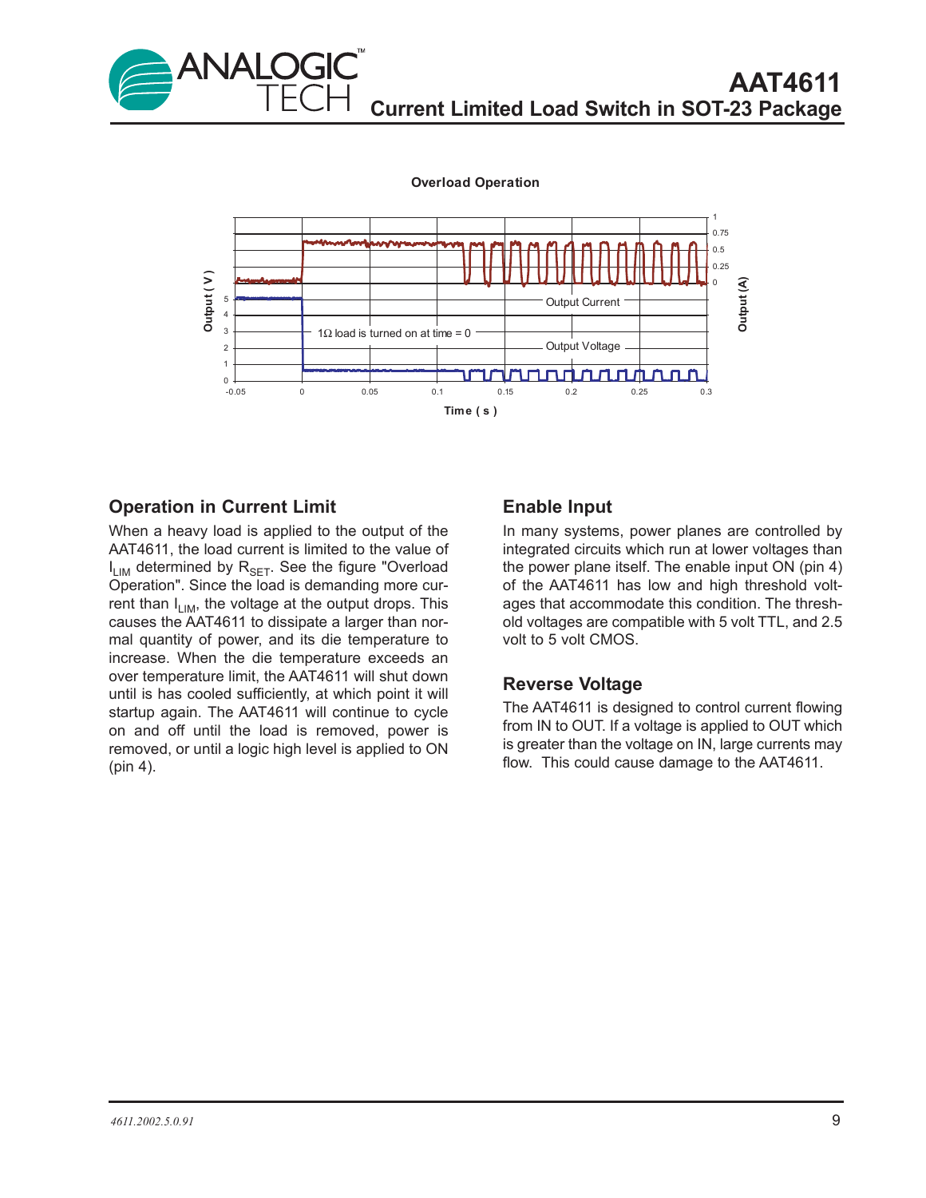**Overload Operation**

## Operation in Current Limit

When a heavy load is applied to the output of the AAT4611, the load current is limited to the value of $I_{LIM}$ determined by $R_{SET}$. See the figure "Overload Operation". Since the load is demanding more current than $I_{LIM}$, the voltage at the output drops. This causes the AAT4611 to dissipate a larger than normal quantity of power, and its die temperature to increase. When the die temperature exceeds an over temperature limit, the AAT4611 will shut down until is has cooled sufficiently, at which point it will startup again. The AAT4611 will continue to cycle on and off until the load is removed, power is removed, or until a logic high level is applied to ON (pin 4).

## Enable Input

In many systems, power planes are controlled by integrated circuits which run at lower voltages than the power plane itself. The enable input ON (pin 4) of the AAT4611 has low and high threshold voltages that accommodate this condition. The threshold voltages are compatible with 5 volt TTL, and 2.5 volt to 5 volt CMOS.

## Reverse Voltage

The AAT4611 is designed to control current flowing from IN to OUT. If a voltage is applied to OUT which is greater than the voltage on IN, large currents may flow. This could cause damage to the AAT4611.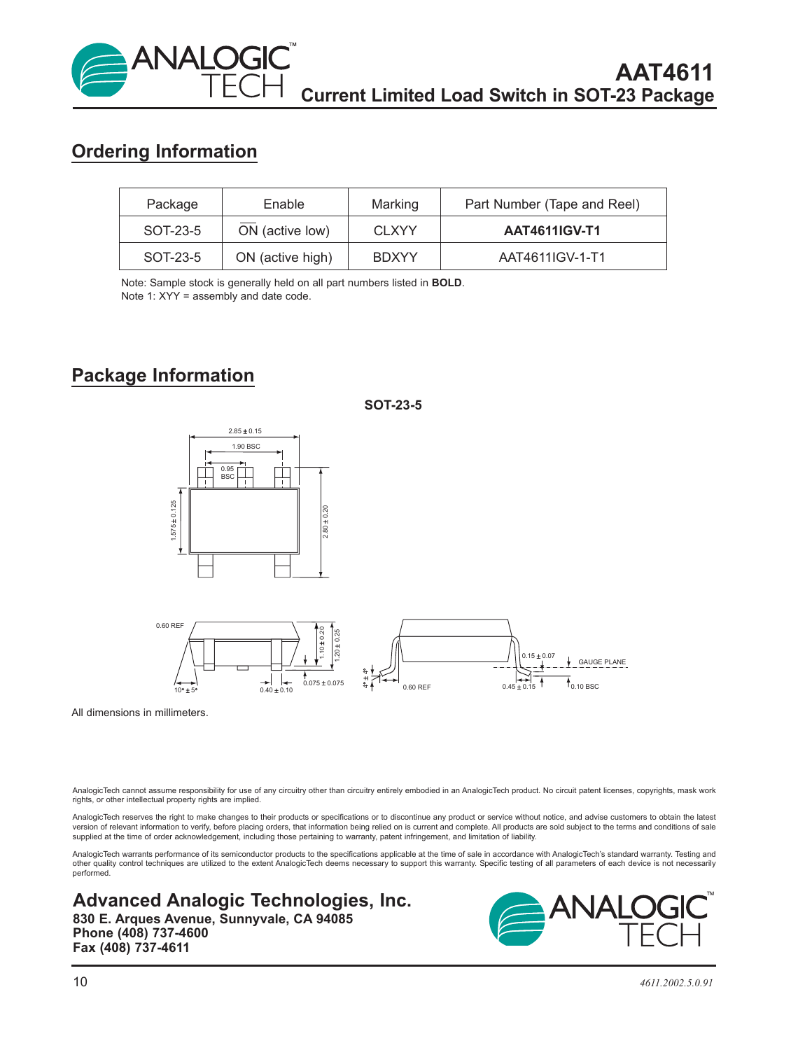## Ordering Information

| Package | Enable | Marking | Part Number (Tape and Reel) |
|---|---|---|---|
| SOT-23-5 | $\overline{\text{ON}}$ (active low) | CLXYY | **AAT4611IGV-T1** |
| SOT-23-5 | ON (active high) | BDXYY | AAT4611IGV-1-T1 |

Note: Sample stock is generally held on all part numbers listed in **BOLD**.
Note 1: XYY = assembly and date code.

## Package Information

**SOT-23-5**

2.85 ± 0.15
1.90 BSC
0.95 BSC
1.575 ± 0.125
2.80 ± 0.20
0.60 REF
10° ± 5°
0.40 ± 0.10
0.075 ± 0.075
1.10 ± 0.20
1.20 ± 0.25
4° ± 4°
0.60 REF
0.15 ± 0.07
GAUGE PLANE
0.45 ± 0.15
0.10 BSC

All dimensions in millimeters.

AnalogicTech cannot assume responsibility for use of any circuitry other than circuitry entirely embodied in an AnalogicTech product. No circuit patent licenses, copyrights, mask work rights, or other intellectual property rights are implied.

AnalogicTech reserves the right to make changes to their products or specifications or to discontinue any product or service without notice, and advise customers to obtain the latest version of relevant information to verify, before placing orders, that information being relied on is current and complete. All products are sold subject to the terms and conditions of sale supplied at the time of order acknowledgement, including those pertaining to warranty, patent infringement, and limitation of liability.

AnalogicTech warrants performance of its semiconductor products to the specifications applicable at the time of sale in accordance with AnalogicTech's standard warranty. Testing and other quality control techniques are utilized to the extent AnalogicTech deems necessary to support this warranty. Specific testing of all parameters of each device is not necessarily performed.

### Advanced Analogic Technologies, Inc.

**830 E. Arques Avenue, Sunnyvale, CA 94085**
**Phone (408) 737-4600**
**Fax (408) 737-4611**